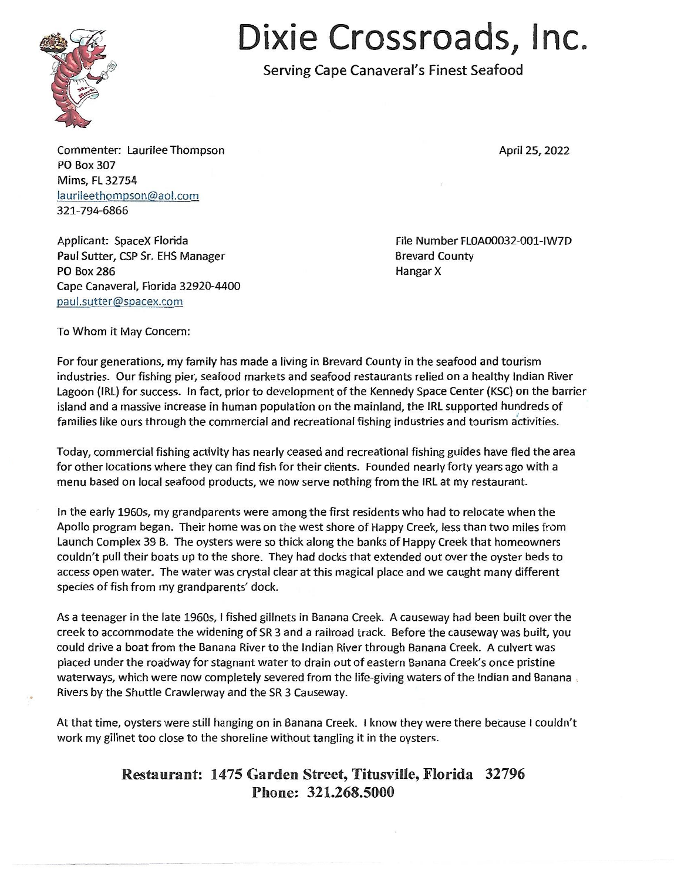# Dixie Crossroads, Inc.

Serving Cape Canaveral's Finest Seafood

Commenter: Laurilee Thompson
PO Box 307
Mims, FL 32754
laurileethompson@aol.com
321-794-6866

April 25, 2022

Applicant: SpaceX Florida
Paul Sutter, CSP Sr. EHS Manager
PO Box 286
Cape Canaveral, Florida 32920-4400
paul.sutter@spacex.com

File Number FL0A00032-001-IW7D
Brevard County
Hangar X

To Whom it May Concern:

For four generations, my family has made a living in Brevard County in the seafood and tourism industries. Our fishing pier, seafood markets and seafood restaurants relied on a healthy Indian River Lagoon (IRL) for success. In fact, prior to development of the Kennedy Space Center (KSC) on the barrier island and a massive increase in human population on the mainland, the IRL supported hundreds of families like ours through the commercial and recreational fishing industries and tourism activities.

Today, commercial fishing activity has nearly ceased and recreational fishing guides have fled the area for other locations where they can find fish for their clients. Founded nearly forty years ago with a menu based on local seafood products, we now serve nothing from the IRL at my restaurant.

In the early 1960s, my grandparents were among the first residents who had to relocate when the Apollo program began. Their home was on the west shore of Happy Creek, less than two miles from Launch Complex 39 B. The oysters were so thick along the banks of Happy Creek that homeowners couldn't pull their boats up to the shore. They had docks that extended out over the oyster beds to access open water. The water was crystal clear at this magical place and we caught many different species of fish from my grandparents' dock.

As a teenager in the late 1960s, I fished gillnets in Banana Creek. A causeway had been built over the creek to accommodate the widening of SR 3 and a railroad track. Before the causeway was built, you could drive a boat from the Banana River to the Indian River through Banana Creek. A culvert was placed under the roadway for stagnant water to drain out of eastern Banana Creek's once pristine waterways, which were now completely severed from the life-giving waters of the Indian and Banana Rivers by the Shuttle Crawlerway and the SR 3 Causeway.

At that time, oysters were still hanging on in Banana Creek. I know they were there because I couldn't work my gillnet too close to the shoreline without tangling it in the oysters.

**Restaurant: 1475 Garden Street, Titusville, Florida 32796**
**Phone: 321.268.5000**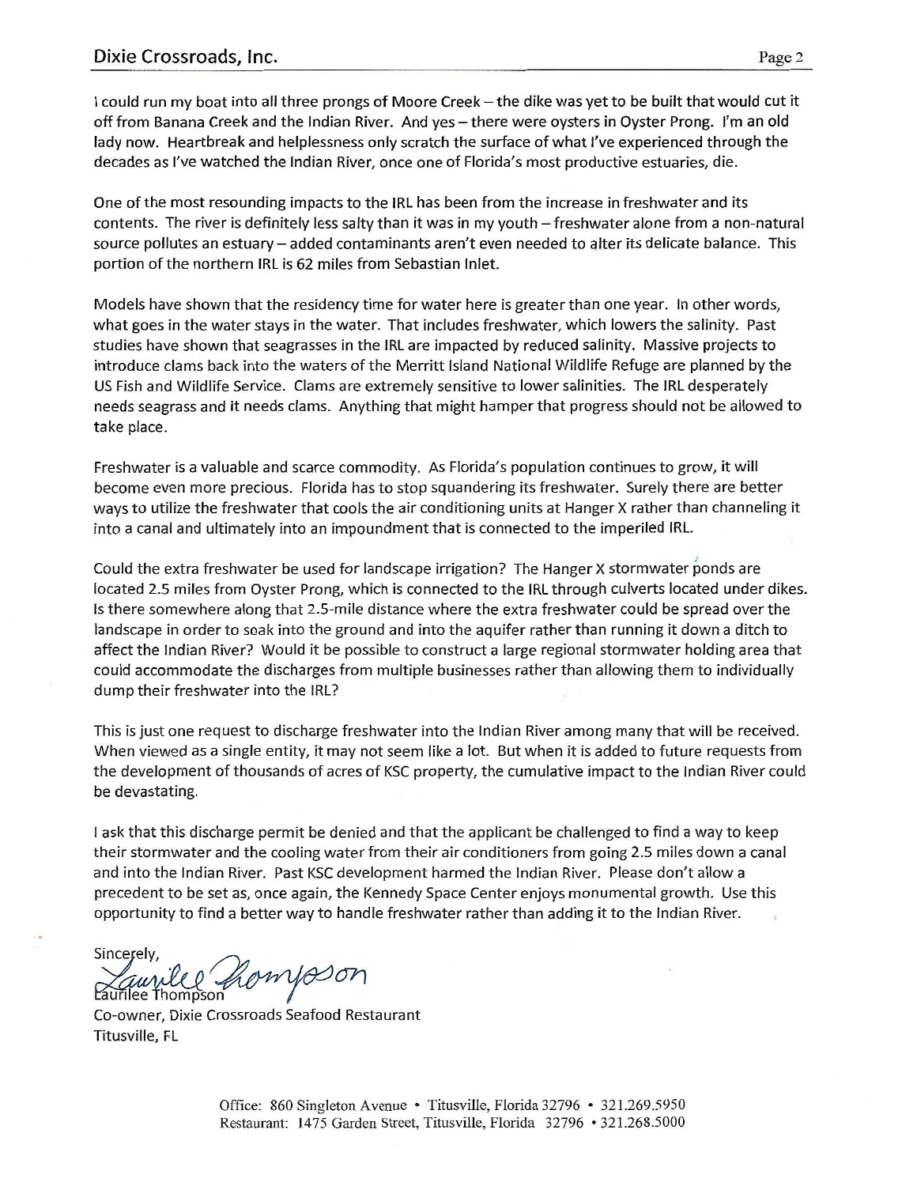I could run my boat into all three prongs of Moore Creek – the dike was yet to be built that would cut it off from Banana Creek and the Indian River. And yes – there were oysters in Oyster Prong. I'm an old lady now. Heartbreak and helplessness only scratch the surface of what I've experienced through the decades as I've watched the Indian River, once one of Florida's most productive estuaries, die.

One of the most resounding impacts to the IRL has been from the increase in freshwater and its contents. The river is definitely less salty than it was in my youth – freshwater alone from a non-natural source pollutes an estuary – added contaminants aren't even needed to alter its delicate balance. This portion of the northern IRL is 62 miles from Sebastian Inlet.

Models have shown that the residency time for water here is greater than one year. In other words, what goes in the water stays in the water. That includes freshwater, which lowers the salinity. Past studies have shown that seagrasses in the IRL are impacted by reduced salinity. Massive projects to introduce clams back into the waters of the Merritt Island National Wildlife Refuge are planned by the US Fish and Wildlife Service. Clams are extremely sensitive to lower salinities. The IRL desperately needs seagrass and it needs clams. Anything that might hamper that progress should not be allowed to take place.

Freshwater is a valuable and scarce commodity. As Florida's population continues to grow, it will become even more precious. Florida has to stop squandering its freshwater. Surely there are better ways to utilize the freshwater that cools the air conditioning units at Hanger X rather than channeling it into a canal and ultimately into an impoundment that is connected to the imperiled IRL.

Could the extra freshwater be used for landscape irrigation? The Hanger X stormwater ponds are located 2.5 miles from Oyster Prong, which is connected to the IRL through culverts located under dikes. Is there somewhere along that 2.5-mile distance where the extra freshwater could be spread over the landscape in order to soak into the ground and into the aquifer rather than running it down a ditch to affect the Indian River? Would it be possible to construct a large regional stormwater holding area that could accommodate the discharges from multiple businesses rather than allowing them to individually dump their freshwater into the IRL?

This is just one request to discharge freshwater into the Indian River among many that will be received. When viewed as a single entity, it may not seem like a lot. But when it is added to future requests from the development of thousands of acres of KSC property, the cumulative impact to the Indian River could be devastating.

I ask that this discharge permit be denied and that the applicant be challenged to find a way to keep their stormwater and the cooling water from their air conditioners from going 2.5 miles down a canal and into the Indian River. Past KSC development harmed the Indian River. Please don't allow a precedent to be set as, once again, the Kennedy Space Center enjoys monumental growth. Use this opportunity to find a better way to handle freshwater rather than adding it to the Indian River.

Sincerely,

*Laurilee Thompson*

Laurilee Thompson
Co-owner, Dixie Crossroads Seafood Restaurant
Titusville, FL

Office: 860 Singleton Avenue • Titusville, Florida 32796 • 321.269.5950
Restaurant: 1475 Garden Street, Titusville, Florida 32796 • 321.268.5000